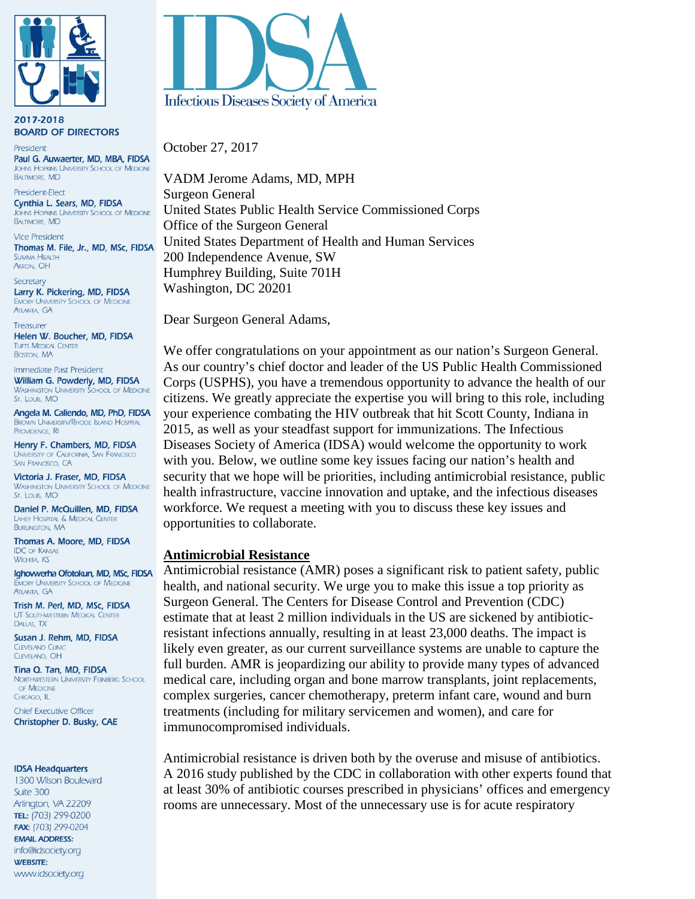# IDSA

Infectious Diseases Society of America

**2017-2018 BOARD OF DIRECTORS**

President
**Paul G. Auwaerter, MD, MBA, FIDSA**
Johns Hopkins University School of Medicine
Baltimore, MD

President-Elect
**Cynthia L. Sears, MD, FIDSA**
Johns Hopkins University School of Medicine
Baltimore, MD

Vice President
**Thomas M. File, Jr., MD, MSc, FIDSA**
Summa Health
Akron, OH

Secretary
**Larry K. Pickering, MD, FIDSA**
Emory University School of Medicine
Atlanta, GA

Treasurer
**Helen W. Boucher, MD, FIDSA**
Tufts Medical Center
Boston, MA

Immediate Past President
**William G. Powderly, MD, FIDSA**
Washington University School of Medicine
St. Louis, MO

**Angela M. Caliendo, MD, PhD, FIDSA**
Brown University/Rhode Island Hospital
Providence, RI

**Henry F. Chambers, MD, FIDSA**
University of California, San Francisco
San Francisco, CA

**Victoria J. Fraser, MD, FIDSA**
Washington University School of Medicine
St. Louis, MO

**Daniel P. McQuillen, MD, FIDSA**
Lahey Hospital & Medical Center
Burlington, MA

**Thomas A. Moore, MD, FIDSA**
IDC of Kansas
Wichita, KS

**Ighovwerha Ofotokun, MD, MSc, FIDSA**
Emory University School of Medicine
Atlanta, GA

**Trish M. Perl, MD, MSc, FIDSA**
UT Southwestern Medical Center
Dallas, TX

**Susan J. Rehm, MD, FIDSA**
Cleveland Clinic
Cleveland, OH

**Tina Q. Tan, MD, FIDSA**
Northwestern University Feinberg School of Medicine
Chicago, IL

Chief Executive Officer
**Christopher D. Busky, CAE**

**IDSA Headquarters**
1300 Wilson Boulevard
Suite 300
Arlington, VA 22209
**TEL:** (703) 299-0200
**FAX:** (703) 299-0204
**EMAIL ADDRESS:**
info@idsociety.org
**WEBSITE:**
www.idsociety.org

October 27, 2017

VADM Jerome Adams, MD, MPH
Surgeon General
United States Public Health Service Commissioned Corps
Office of the Surgeon General
United States Department of Health and Human Services
200 Independence Avenue, SW
Humphrey Building, Suite 701H
Washington, DC 20201

Dear Surgeon General Adams,

We offer congratulations on your appointment as our nation's Surgeon General. As our country's chief doctor and leader of the US Public Health Commissioned Corps (USPHS), you have a tremendous opportunity to advance the health of our citizens. We greatly appreciate the expertise you will bring to this role, including your experience combating the HIV outbreak that hit Scott County, Indiana in 2015, as well as your steadfast support for immunizations. The Infectious Diseases Society of America (IDSA) would welcome the opportunity to work with you. Below, we outline some key issues facing our nation's health and security that we hope will be priorities, including antimicrobial resistance, public health infrastructure, vaccine innovation and uptake, and the infectious diseases workforce. We request a meeting with you to discuss these key issues and opportunities to collaborate.

## Antimicrobial Resistance

Antimicrobial resistance (AMR) poses a significant risk to patient safety, public health, and national security. We urge you to make this issue a top priority as Surgeon General. The Centers for Disease Control and Prevention (CDC) estimate that at least 2 million individuals in the US are sickened by antibiotic-resistant infections annually, resulting in at least 23,000 deaths. The impact is likely even greater, as our current surveillance systems are unable to capture the full burden. AMR is jeopardizing our ability to provide many types of advanced medical care, including organ and bone marrow transplants, joint replacements, complex surgeries, cancer chemotherapy, preterm infant care, wound and burn treatments (including for military servicemen and women), and care for immunocompromised individuals.

Antimicrobial resistance is driven both by the overuse and misuse of antibiotics. A 2016 study published by the CDC in collaboration with other experts found that at least 30% of antibiotic courses prescribed in physicians' offices and emergency rooms are unnecessary. Most of the unnecessary use is for acute respiratory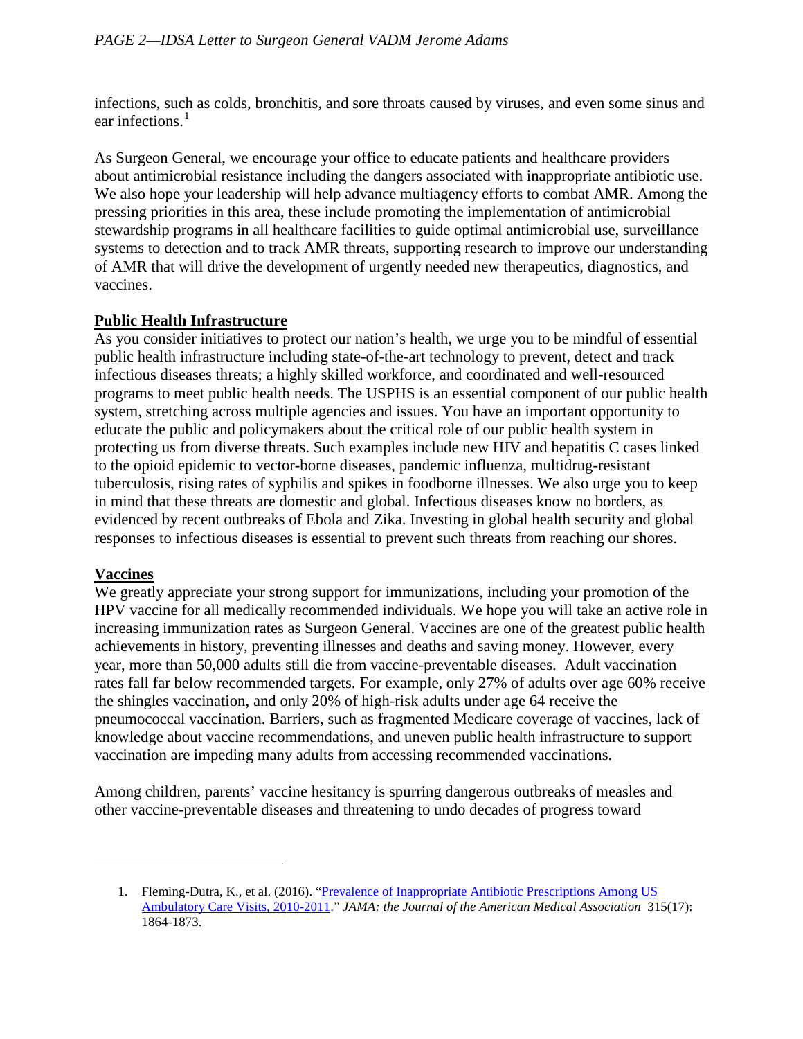infections, such as colds, bronchitis, and sore throats caused by viruses, and even some sinus and ear infections.[1]

As Surgeon General, we encourage your office to educate patients and healthcare providers about antimicrobial resistance including the dangers associated with inappropriate antibiotic use. We also hope your leadership will help advance multiagency efforts to combat AMR. Among the pressing priorities in this area, these include promoting the implementation of antimicrobial stewardship programs in all healthcare facilities to guide optimal antimicrobial use, surveillance systems to detection and to track AMR threats, supporting research to improve our understanding of AMR that will drive the development of urgently needed new therapeutics, diagnostics, and vaccines.

## Public Health Infrastructure

As you consider initiatives to protect our nation's health, we urge you to be mindful of essential public health infrastructure including state-of-the-art technology to prevent, detect and track infectious diseases threats; a highly skilled workforce, and coordinated and well-resourced programs to meet public health needs. The USPHS is an essential component of our public health system, stretching across multiple agencies and issues. You have an important opportunity to educate the public and policymakers about the critical role of our public health system in protecting us from diverse threats. Such examples include new HIV and hepatitis C cases linked to the opioid epidemic to vector-borne diseases, pandemic influenza, multidrug-resistant tuberculosis, rising rates of syphilis and spikes in foodborne illnesses. We also urge you to keep in mind that these threats are domestic and global. Infectious diseases know no borders, as evidenced by recent outbreaks of Ebola and Zika. Investing in global health security and global responses to infectious diseases is essential to prevent such threats from reaching our shores.

## Vaccines

We greatly appreciate your strong support for immunizations, including your promotion of the HPV vaccine for all medically recommended individuals. We hope you will take an active role in increasing immunization rates as Surgeon General. Vaccines are one of the greatest public health achievements in history, preventing illnesses and deaths and saving money. However, every year, more than 50,000 adults still die from vaccine-preventable diseases. Adult vaccination rates fall far below recommended targets. For example, only 27% of adults over age 60% receive the shingles vaccination, and only 20% of high-risk adults under age 64 receive the pneumococcal vaccination. Barriers, such as fragmented Medicare coverage of vaccines, lack of knowledge about vaccine recommendations, and uneven public health infrastructure to support vaccination are impeding many adults from accessing recommended vaccinations.

Among children, parents' vaccine hesitancy is spurring dangerous outbreaks of measles and other vaccine-preventable diseases and threatening to undo decades of progress toward

---

1. Fleming-Dutra, K., et al. (2016). "Prevalence of Inappropriate Antibiotic Prescriptions Among US Ambulatory Care Visits, 2010-2011." *JAMA: the Journal of the American Medical Association* 315(17): 1864-1873.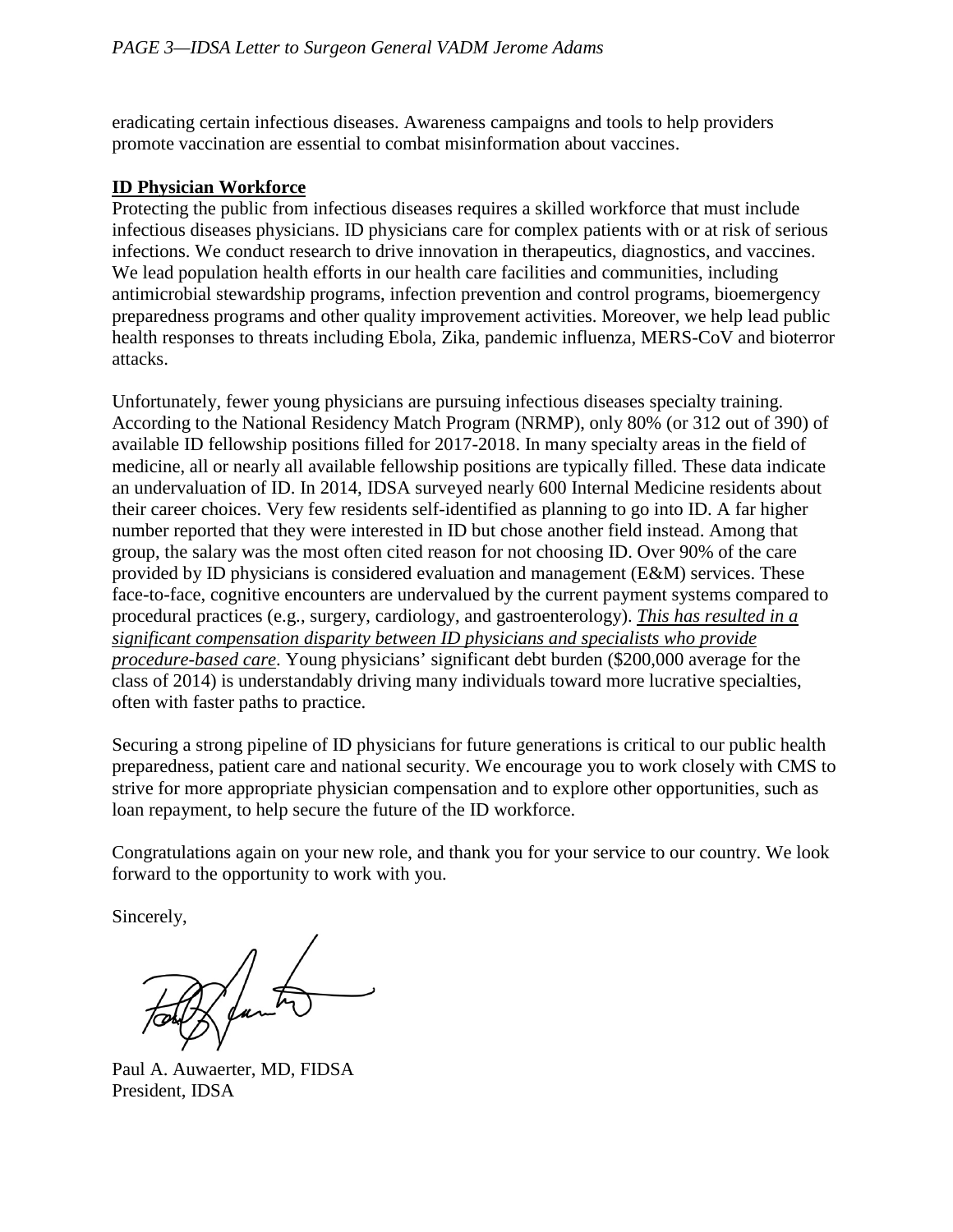eradicating certain infectious diseases. Awareness campaigns and tools to help providers promote vaccination are essential to combat misinformation about vaccines.

**ID Physician Workforce**

Protecting the public from infectious diseases requires a skilled workforce that must include infectious diseases physicians. ID physicians care for complex patients with or at risk of serious infections. We conduct research to drive innovation in therapeutics, diagnostics, and vaccines. We lead population health efforts in our health care facilities and communities, including antimicrobial stewardship programs, infection prevention and control programs, bioemergency preparedness programs and other quality improvement activities. Moreover, we help lead public health responses to threats including Ebola, Zika, pandemic influenza, MERS-CoV and bioterror attacks.

Unfortunately, fewer young physicians are pursuing infectious diseases specialty training. According to the National Residency Match Program (NRMP), only 80% (or 312 out of 390) of available ID fellowship positions filled for 2017-2018. In many specialty areas in the field of medicine, all or nearly all available fellowship positions are typically filled. These data indicate an undervaluation of ID. In 2014, IDSA surveyed nearly 600 Internal Medicine residents about their career choices. Very few residents self-identified as planning to go into ID. A far higher number reported that they were interested in ID but chose another field instead. Among that group, the salary was the most often cited reason for not choosing ID. Over 90% of the care provided by ID physicians is considered evaluation and management (E&M) services. These face-to-face, cognitive encounters are undervalued by the current payment systems compared to procedural practices (e.g., surgery, cardiology, and gastroenterology). *This has resulted in a significant compensation disparity between ID physicians and specialists who provide procedure-based care*. Young physicians' significant debt burden ($200,000 average for the class of 2014) is understandably driving many individuals toward more lucrative specialties, often with faster paths to practice.

Securing a strong pipeline of ID physicians for future generations is critical to our public health preparedness, patient care and national security. We encourage you to work closely with CMS to strive for more appropriate physician compensation and to explore other opportunities, such as loan repayment, to help secure the future of the ID workforce.

Congratulations again on your new role, and thank you for your service to our country. We look forward to the opportunity to work with you.

Sincerely,

Paul A. Auwaerter, MD, FIDSA
President, IDSA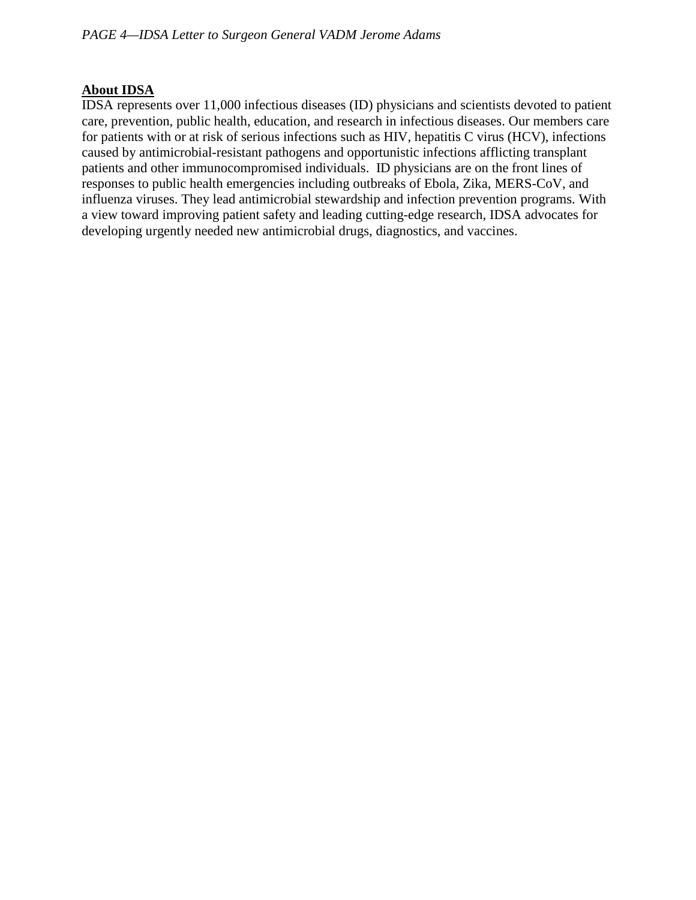**About IDSA**

IDSA represents over 11,000 infectious diseases (ID) physicians and scientists devoted to patient care, prevention, public health, education, and research in infectious diseases. Our members care for patients with or at risk of serious infections such as HIV, hepatitis C virus (HCV), infections caused by antimicrobial-resistant pathogens and opportunistic infections afflicting transplant patients and other immunocompromised individuals. ID physicians are on the front lines of responses to public health emergencies including outbreaks of Ebola, Zika, MERS-CoV, and influenza viruses. They lead antimicrobial stewardship and infection prevention programs. With a view toward improving patient safety and leading cutting-edge research, IDSA advocates for developing urgently needed new antimicrobial drugs, diagnostics, and vaccines.